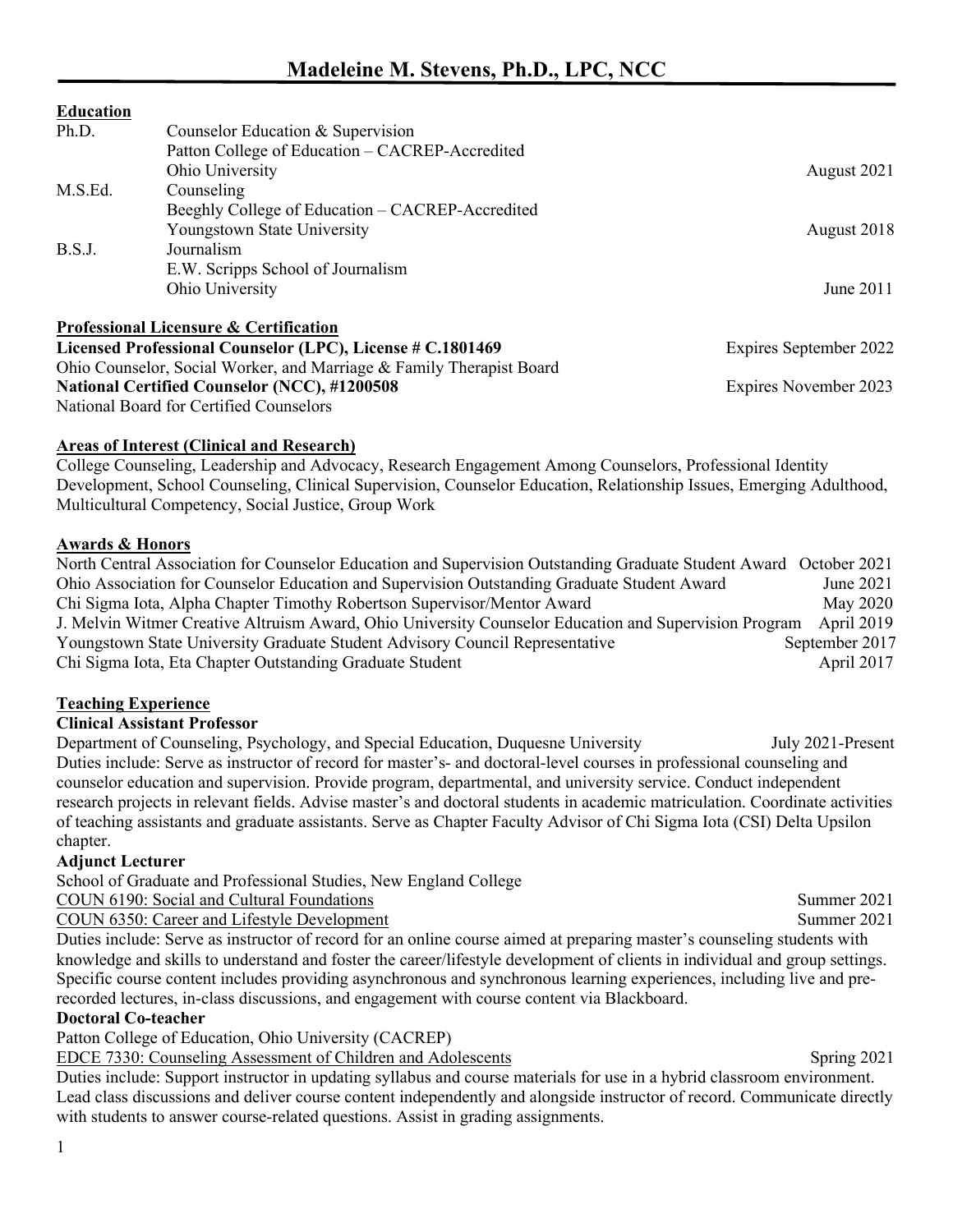# Madeleine M. Stevens, Ph.D., LPC, NCC

## Education

| | | |
|---|---|---|
| Ph.D. | Counselor Education & Supervision<br>Patton College of Education – CACREP-Accredited<br>Ohio University | August 2021 |
| M.S.Ed. | Counseling<br>Beeghly College of Education – CACREP-Accredited<br>Youngstown State University | August 2018 |
| B.S.J. | Journalism<br>E.W. Scripps School of Journalism<br>Ohio University | June 2011 |

## Professional Licensure & Certification

**Licensed Professional Counselor (LPC), License # C.1801469** — Expires September 2022
Ohio Counselor, Social Worker, and Marriage & Family Therapist Board

**National Certified Counselor (NCC), #1200508** — Expires November 2023
National Board for Certified Counselors

## Areas of Interest (Clinical and Research)

College Counseling, Leadership and Advocacy, Research Engagement Among Counselors, Professional Identity Development, School Counseling, Clinical Supervision, Counselor Education, Relationship Issues, Emerging Adulthood, Multicultural Competency, Social Justice, Group Work

## Awards & Honors

- North Central Association for Counselor Education and Supervision Outstanding Graduate Student Award — October 2021
- Ohio Association for Counselor Education and Supervision Outstanding Graduate Student Award — June 2021
- Chi Sigma Iota, Alpha Chapter Timothy Robertson Supervisor/Mentor Award — May 2020
- J. Melvin Witmer Creative Altruism Award, Ohio University Counselor Education and Supervision Program — April 2019
- Youngstown State University Graduate Student Advisory Council Representative — September 2017
- Chi Sigma Iota, Eta Chapter Outstanding Graduate Student — April 2017

## Teaching Experience

### Clinical Assistant Professor

Department of Counseling, Psychology, and Special Education, Duquesne University — July 2021-Present

Duties include: Serve as instructor of record for master's- and doctoral-level courses in professional counseling and counselor education and supervision. Provide program, departmental, and university service. Conduct independent research projects in relevant fields. Advise master's and doctoral students in academic matriculation. Coordinate activities of teaching assistants and graduate assistants. Serve as Chapter Faculty Advisor of Chi Sigma Iota (CSI) Delta Upsilon chapter.

### Adjunct Lecturer

School of Graduate and Professional Studies, New England College

COUN 6190: Social and Cultural Foundations — Summer 2021

COUN 6350: Career and Lifestyle Development — Summer 2021

Duties include: Serve as instructor of record for an online course aimed at preparing master's counseling students with knowledge and skills to understand and foster the career/lifestyle development of clients in individual and group settings. Specific course content includes providing asynchronous and synchronous learning experiences, including live and pre-recorded lectures, in-class discussions, and engagement with course content via Blackboard.

### Doctoral Co-teacher

Patton College of Education, Ohio University (CACREP)

EDCE 7330: Counseling Assessment of Children and Adolescents — Spring 2021

Duties include: Support instructor in updating syllabus and course materials for use in a hybrid classroom environment. Lead class discussions and deliver course content independently and alongside instructor of record. Communicate directly with students to answer course-related questions. Assist in grading assignments.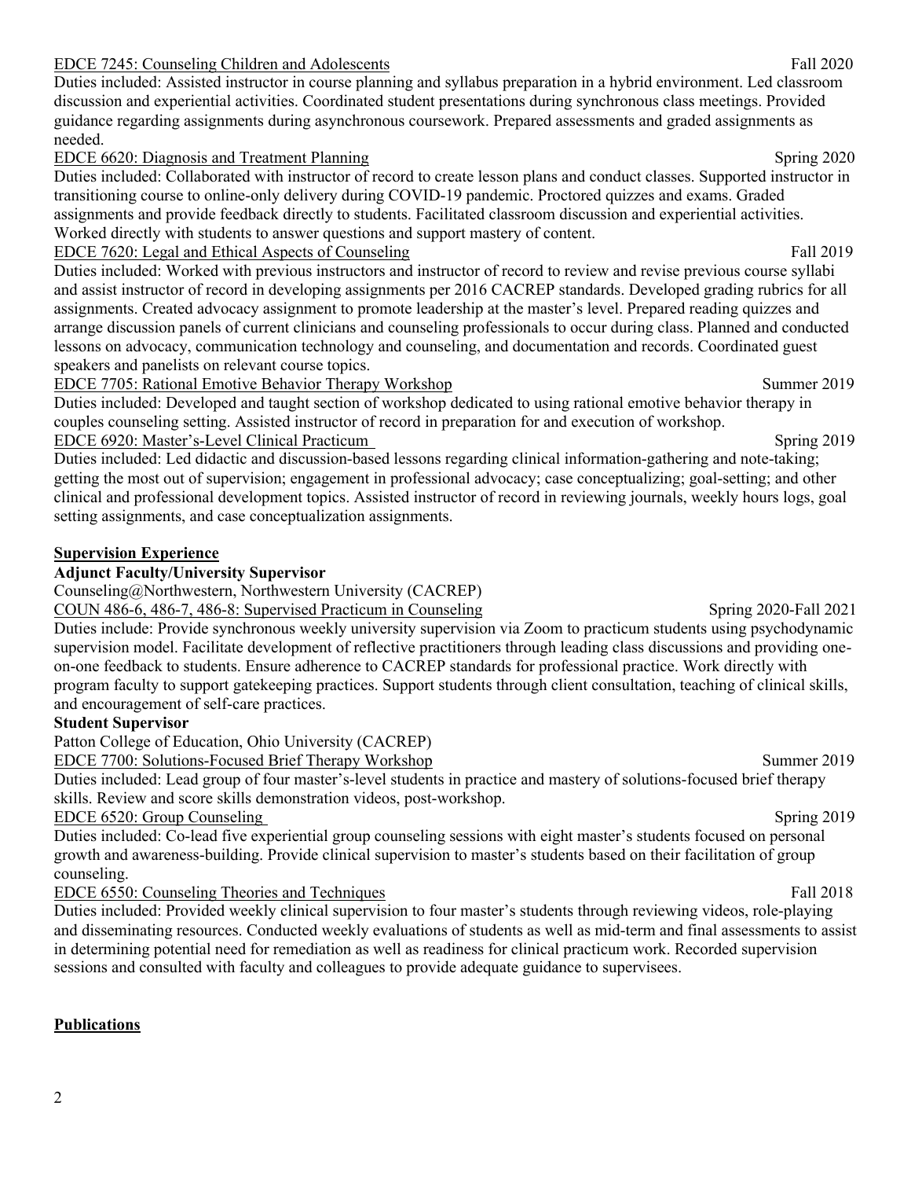EDCE 7245: Counseling Children and Adolescents Fall 2020

Duties included: Assisted instructor in course planning and syllabus preparation in a hybrid environment. Led classroom discussion and experiential activities. Coordinated student presentations during synchronous class meetings. Provided guidance regarding assignments during asynchronous coursework. Prepared assessments and graded assignments as needed.

EDCE 6620: Diagnosis and Treatment Planning Spring 2020

Duties included: Collaborated with instructor of record to create lesson plans and conduct classes. Supported instructor in transitioning course to online-only delivery during COVID-19 pandemic. Proctored quizzes and exams. Graded assignments and provide feedback directly to students. Facilitated classroom discussion and experiential activities. Worked directly with students to answer questions and support mastery of content.

EDCE 7620: Legal and Ethical Aspects of Counseling Fall 2019

Duties included: Worked with previous instructors and instructor of record to review and revise previous course syllabi and assist instructor of record in developing assignments per 2016 CACREP standards. Developed grading rubrics for all assignments. Created advocacy assignment to promote leadership at the master's level. Prepared reading quizzes and arrange discussion panels of current clinicians and counseling professionals to occur during class. Planned and conducted lessons on advocacy, communication technology and counseling, and documentation and records. Coordinated guest speakers and panelists on relevant course topics.

EDCE 7705: Rational Emotive Behavior Therapy Workshop Summer 2019

Duties included: Developed and taught section of workshop dedicated to using rational emotive behavior therapy in couples counseling setting. Assisted instructor of record in preparation for and execution of workshop.

EDCE 6920: Master's-Level Clinical Practicum Spring 2019

Duties included: Led didactic and discussion-based lessons regarding clinical information-gathering and note-taking; getting the most out of supervision; engagement in professional advocacy; case conceptualizing; goal-setting; and other clinical and professional development topics. Assisted instructor of record in reviewing journals, weekly hours logs, goal setting assignments, and case conceptualization assignments.

## Supervision Experience

**Adjunct Faculty/University Supervisor**

Counseling@Northwestern, Northwestern University (CACREP)

COUN 486-6, 486-7, 486-8: Supervised Practicum in Counseling Spring 2020-Fall 2021

Duties include: Provide synchronous weekly university supervision via Zoom to practicum students using psychodynamic supervision model. Facilitate development of reflective practitioners through leading class discussions and providing one-on-one feedback to students. Ensure adherence to CACREP standards for professional practice. Work directly with program faculty to support gatekeeping practices. Support students through client consultation, teaching of clinical skills, and encouragement of self-care practices.

**Student Supervisor**

Patton College of Education, Ohio University (CACREP)

EDCE 7700: Solutions-Focused Brief Therapy Workshop Summer 2019

Duties included: Lead group of four master's-level students in practice and mastery of solutions-focused brief therapy skills. Review and score skills demonstration videos, post-workshop.

EDCE 6520: Group Counseling Spring 2019

Duties included: Co-lead five experiential group counseling sessions with eight master's students focused on personal growth and awareness-building. Provide clinical supervision to master's students based on their facilitation of group counseling.

EDCE 6550: Counseling Theories and Techniques Fall 2018

Duties included: Provided weekly clinical supervision to four master's students through reviewing videos, role-playing and disseminating resources. Conducted weekly evaluations of students as well as mid-term and final assessments to assist in determining potential need for remediation as well as readiness for clinical practicum work. Recorded supervision sessions and consulted with faculty and colleagues to provide adequate guidance to supervisees.

## Publications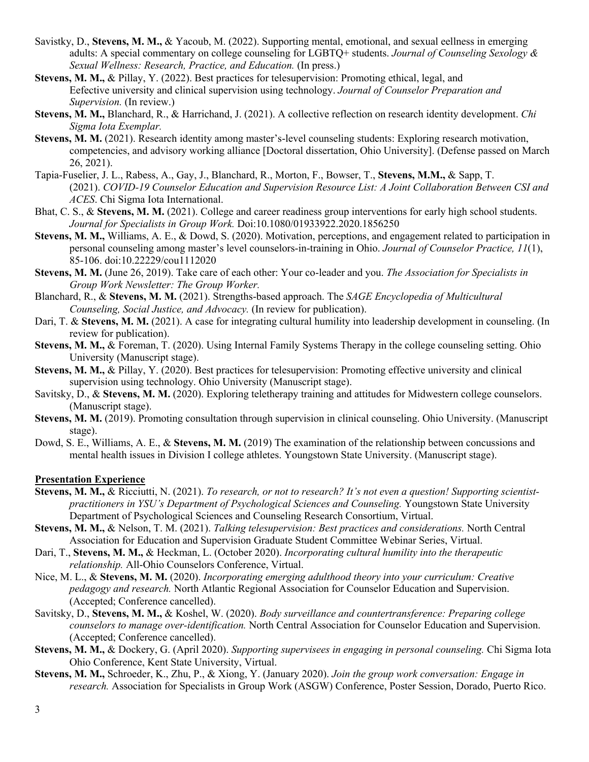Savistky, D., **Stevens, M. M.,** & Yacoub, M. (2022). Supporting mental, emotional, and sexual eellness in emerging adults: A special commentary on college counseling for LGBTQ+ students. *Journal of Counseling Sexology & Sexual Wellness: Research, Practice, and Education.* (In press.)

**Stevens, M. M.,** & Pillay, Y. (2022). Best practices for telesupervision: Promoting ethical, legal, and Eefective university and clinical supervision using technology. *Journal of Counselor Preparation and Supervision.* (In review.)

**Stevens, M. M.,** Blanchard, R., & Harrichand, J. (2021). A collective reflection on research identity development. *Chi Sigma Iota Exemplar.*

**Stevens, M. M.** (2021). Research identity among master's-level counseling students: Exploring research motivation, competencies, and advisory working alliance [Doctoral dissertation, Ohio University]. (Defense passed on March 26, 2021).

Tapia-Fuselier, J. L., Rabess, A., Gay, J., Blanchard, R., Morton, F., Bowser, T., **Stevens, M.M.,** & Sapp, T. (2021). *COVID-19 Counselor Education and Supervision Resource List: A Joint Collaboration Between CSI and ACES*. Chi Sigma Iota International.

Bhat, C. S., & **Stevens, M. M.** (2021). College and career readiness group interventions for early high school students. *Journal for Specialists in Group Work.* Doi:10.1080/01933922.2020.1856250

**Stevens, M. M.,** Williams, A. E., & Dowd, S. (2020). Motivation, perceptions, and engagement related to participation in personal counseling among master's level counselors-in-training in Ohio. *Journal of Counselor Practice, 11*(1), 85-106. doi:10.22229/cou1112020

**Stevens, M. M.** (June 26, 2019). Take care of each other: Your co-leader and you. *The Association for Specialists in Group Work Newsletter: The Group Worker.*

Blanchard, R., & **Stevens, M. M.** (2021). Strengths-based approach. The *SAGE Encyclopedia of Multicultural Counseling, Social Justice, and Advocacy.* (In review for publication).

Dari, T. & **Stevens, M. M.** (2021). A case for integrating cultural humility into leadership development in counseling. (In review for publication).

**Stevens, M. M.,** & Foreman, T. (2020). Using Internal Family Systems Therapy in the college counseling setting. Ohio University (Manuscript stage).

**Stevens, M. M.,** & Pillay, Y. (2020). Best practices for telesupervision: Promoting effective university and clinical supervision using technology. Ohio University (Manuscript stage).

Savitsky, D., & **Stevens, M. M.** (2020). Exploring teletherapy training and attitudes for Midwestern college counselors. (Manuscript stage).

**Stevens, M. M.** (2019). Promoting consultation through supervision in clinical counseling. Ohio University. (Manuscript stage).

Dowd, S. E., Williams, A. E., & **Stevens, M. M.** (2019) The examination of the relationship between concussions and mental health issues in Division I college athletes. Youngstown State University. (Manuscript stage).

## Presentation Experience

**Stevens, M. M.,** & Ricciutti, N. (2021). *To research, or not to research? It's not even a question! Supporting scientist-practitioners in YSU's Department of Psychological Sciences and Counseling.* Youngstown State University Department of Psychological Sciences and Counseling Research Consortium, Virtual.

**Stevens, M. M.,** & Nelson, T. M. (2021). *Talking telesupervision: Best practices and considerations.* North Central Association for Education and Supervision Graduate Student Committee Webinar Series, Virtual.

Dari, T., **Stevens, M. M.,** & Heckman, L. (October 2020). *Incorporating cultural humility into the therapeutic relationship.* All-Ohio Counselors Conference, Virtual.

Nice, M. L., & **Stevens, M. M.** (2020). *Incorporating emerging adulthood theory into your curriculum: Creative pedagogy and research.* North Atlantic Regional Association for Counselor Education and Supervision. (Accepted; Conference cancelled).

Savitsky, D., **Stevens, M. M.,** & Koshel, W. (2020). *Body surveillance and countertransference: Preparing college counselors to manage over-identification.* North Central Association for Counselor Education and Supervision. (Accepted; Conference cancelled).

**Stevens, M. M.,** & Dockery, G. (April 2020). *Supporting supervisees in engaging in personal counseling.* Chi Sigma Iota Ohio Conference, Kent State University, Virtual.

**Stevens, M. M.,** Schroeder, K., Zhu, P., & Xiong, Y. (January 2020). *Join the group work conversation: Engage in research.* Association for Specialists in Group Work (ASGW) Conference, Poster Session, Dorado, Puerto Rico.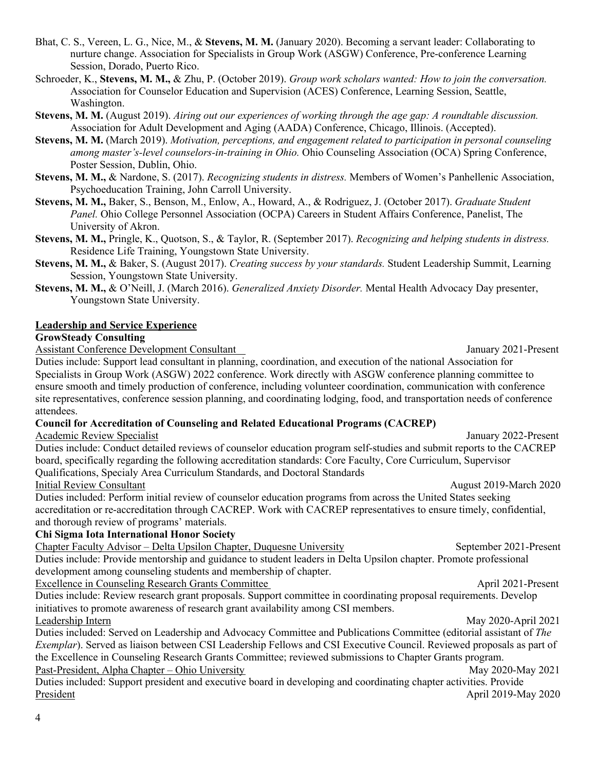Bhat, C. S., Vereen, L. G., Nice, M., & **Stevens, M. M.** (January 2020). Becoming a servant leader: Collaborating to nurture change. Association for Specialists in Group Work (ASGW) Conference, Pre-conference Learning Session, Dorado, Puerto Rico.

Schroeder, K., **Stevens, M. M.,** & Zhu, P. (October 2019). *Group work scholars wanted: How to join the conversation.* Association for Counselor Education and Supervision (ACES) Conference, Learning Session, Seattle, Washington.

**Stevens, M. M.** (August 2019). *Airing out our experiences of working through the age gap: A roundtable discussion.* Association for Adult Development and Aging (AADA) Conference, Chicago, Illinois. (Accepted).

**Stevens, M. M.** (March 2019). *Motivation, perceptions, and engagement related to participation in personal counseling among master's-level counselors-in-training in Ohio.* Ohio Counseling Association (OCA) Spring Conference, Poster Session, Dublin, Ohio.

**Stevens, M. M.,** & Nardone, S. (2017). *Recognizing students in distress.* Members of Women's Panhellenic Association, Psychoeducation Training, John Carroll University.

**Stevens, M. M.,** Baker, S., Benson, M., Enlow, A., Howard, A., & Rodriguez, J. (October 2017). *Graduate Student Panel.* Ohio College Personnel Association (OCPA) Careers in Student Affairs Conference, Panelist, The University of Akron.

**Stevens, M. M.,** Pringle, K., Quotson, S., & Taylor, R. (September 2017). *Recognizing and helping students in distress.* Residence Life Training, Youngstown State University.

**Stevens, M. M.,** & Baker, S. (August 2017). *Creating success by your standards.* Student Leadership Summit, Learning Session, Youngstown State University.

**Stevens, M. M.,** & O'Neill, J. (March 2016). *Generalized Anxiety Disorder.* Mental Health Advocacy Day presenter, Youngstown State University.

## Leadership and Service Experience

### GrowSteady Consulting

Assistant Conference Development Consultant — January 2021-Present

Duties include: Support lead consultant in planning, coordination, and execution of the national Association for Specialists in Group Work (ASGW) 2022 conference. Work directly with ASGW conference planning committee to ensure smooth and timely production of conference, including volunteer coordination, communication with conference site representatives, conference session planning, and coordinating lodging, food, and transportation needs of conference attendees.

### Council for Accreditation of Counseling and Related Educational Programs (CACREP)

Academic Review Specialist — January 2022-Present

Duties include: Conduct detailed reviews of counselor education program self-studies and submit reports to the CACREP board, specifically regarding the following accreditation standards: Core Faculty, Core Curriculum, Supervisor Qualifications, Specialy Area Curriculum Standards, and Doctoral Standards

Initial Review Consultant — August 2019-March 2020

Duties included: Perform initial review of counselor education programs from across the United States seeking accreditation or re-accreditation through CACREP. Work with CACREP representatives to ensure timely, confidential, and thorough review of programs' materials.

### Chi Sigma Iota International Honor Society

Chapter Faculty Advisor – Delta Upsilon Chapter, Duquesne University — September 2021-Present

Duties include: Provide mentorship and guidance to student leaders in Delta Upsilon chapter. Promote professional development among counseling students and membership of chapter.

Excellence in Counseling Research Grants Committee — April 2021-Present

Duties include: Review research grant proposals. Support committee in coordinating proposal requirements. Develop initiatives to promote awareness of research grant availability among CSI members.

Leadership Intern — May 2020-April 2021

Duties included: Served on Leadership and Advocacy Committee and Publications Committee (editorial assistant of *The Exemplar*). Served as liaison between CSI Leadership Fellows and CSI Executive Council. Reviewed proposals as part of the Excellence in Counseling Research Grants Committee; reviewed submissions to Chapter Grants program.

Past-President, Alpha Chapter – Ohio University — May 2020-May 2021

Duties included: Support president and executive board in developing and coordinating chapter activities. Provide

President — April 2019-May 2020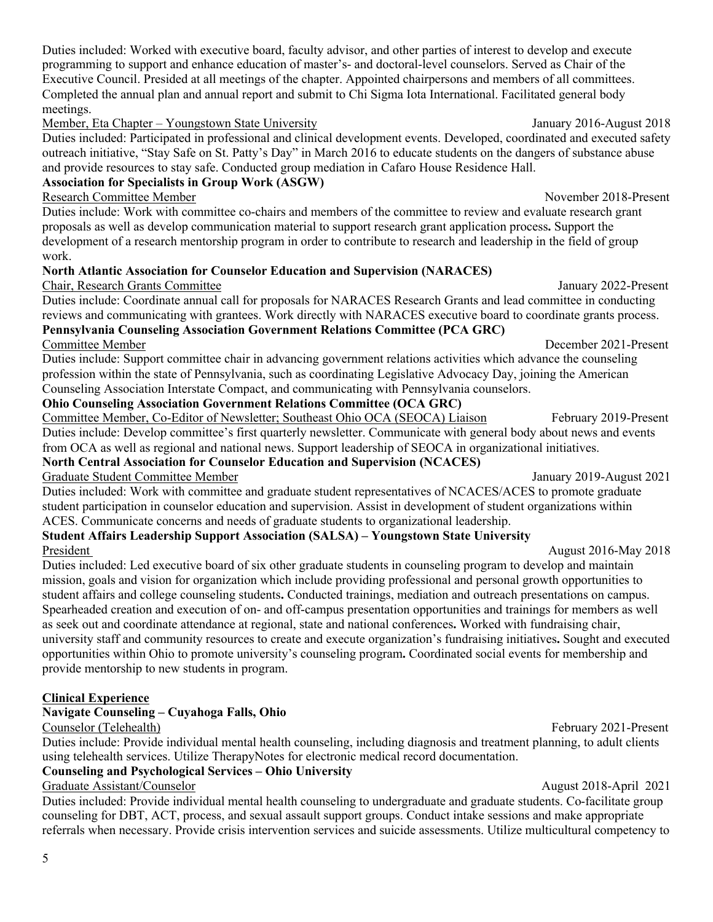Duties included: Worked with executive board, faculty advisor, and other parties of interest to develop and execute programming to support and enhance education of master's- and doctoral-level counselors. Served as Chair of the Executive Council. Presided at all meetings of the chapter. Appointed chairpersons and members of all committees. Completed the annual plan and annual report and submit to Chi Sigma Iota International. Facilitated general body meetings.

Member, Eta Chapter – Youngstown State University — January 2016-August 2018

Duties included: Participated in professional and clinical development events. Developed, coordinated and executed safety outreach initiative, "Stay Safe on St. Patty's Day" in March 2016 to educate students on the dangers of substance abuse and provide resources to stay safe. Conducted group mediation in Cafaro House Residence Hall.

**Association for Specialists in Group Work (ASGW)**

Research Committee Member — November 2018-Present

Duties include: Work with committee co-chairs and members of the committee to review and evaluate research grant proposals as well as develop communication material to support research grant application process**.** Support the development of a research mentorship program in order to contribute to research and leadership in the field of group work.

**North Atlantic Association for Counselor Education and Supervision (NARACES)**

Chair, Research Grants Committee — January 2022-Present

Duties include: Coordinate annual call for proposals for NARACES Research Grants and lead committee in conducting reviews and communicating with grantees. Work directly with NARACES executive board to coordinate grants process.

**Pennsylvania Counseling Association Government Relations Committee (PCA GRC)**

Committee Member — December 2021-Present

Duties include: Support committee chair in advancing government relations activities which advance the counseling profession within the state of Pennsylvania, such as coordinating Legislative Advocacy Day, joining the American Counseling Association Interstate Compact, and communicating with Pennsylvania counselors.

**Ohio Counseling Association Government Relations Committee (OCA GRC)**

Committee Member, Co-Editor of Newsletter; Southeast Ohio OCA (SEOCA) Liaison — February 2019-Present

Duties include: Develop committee's first quarterly newsletter. Communicate with general body about news and events from OCA as well as regional and national news. Support leadership of SEOCA in organizational initiatives.

**North Central Association for Counselor Education and Supervision (NCACES)**

Graduate Student Committee Member — January 2019-August 2021

Duties included: Work with committee and graduate student representatives of NCACES/ACES to promote graduate student participation in counselor education and supervision. Assist in development of student organizations within ACES. Communicate concerns and needs of graduate students to organizational leadership.

**Student Affairs Leadership Support Association (SALSA) – Youngstown State University**

President — August 2016-May 2018

Duties included: Led executive board of six other graduate students in counseling program to develop and maintain mission, goals and vision for organization which include providing professional and personal growth opportunities to student affairs and college counseling students**.** Conducted trainings, mediation and outreach presentations on campus. Spearheaded creation and execution of on- and off-campus presentation opportunities and trainings for members as well as seek out and coordinate attendance at regional, state and national conferences**.** Worked with fundraising chair, university staff and community resources to create and execute organization's fundraising initiatives**.** Sought and executed opportunities within Ohio to promote university's counseling program**.** Coordinated social events for membership and provide mentorship to new students in program.

## Clinical Experience

**Navigate Counseling – Cuyahoga Falls, Ohio**

Counselor (Telehealth) — February 2021-Present

Duties include: Provide individual mental health counseling, including diagnosis and treatment planning, to adult clients using telehealth services. Utilize TherapyNotes for electronic medical record documentation.

**Counseling and Psychological Services – Ohio University**

Graduate Assistant/Counselor — August 2018-April 2021

Duties included: Provide individual mental health counseling to undergraduate and graduate students. Co-facilitate group counseling for DBT, ACT, process, and sexual assault support groups. Conduct intake sessions and make appropriate referrals when necessary. Provide crisis intervention services and suicide assessments. Utilize multicultural competency to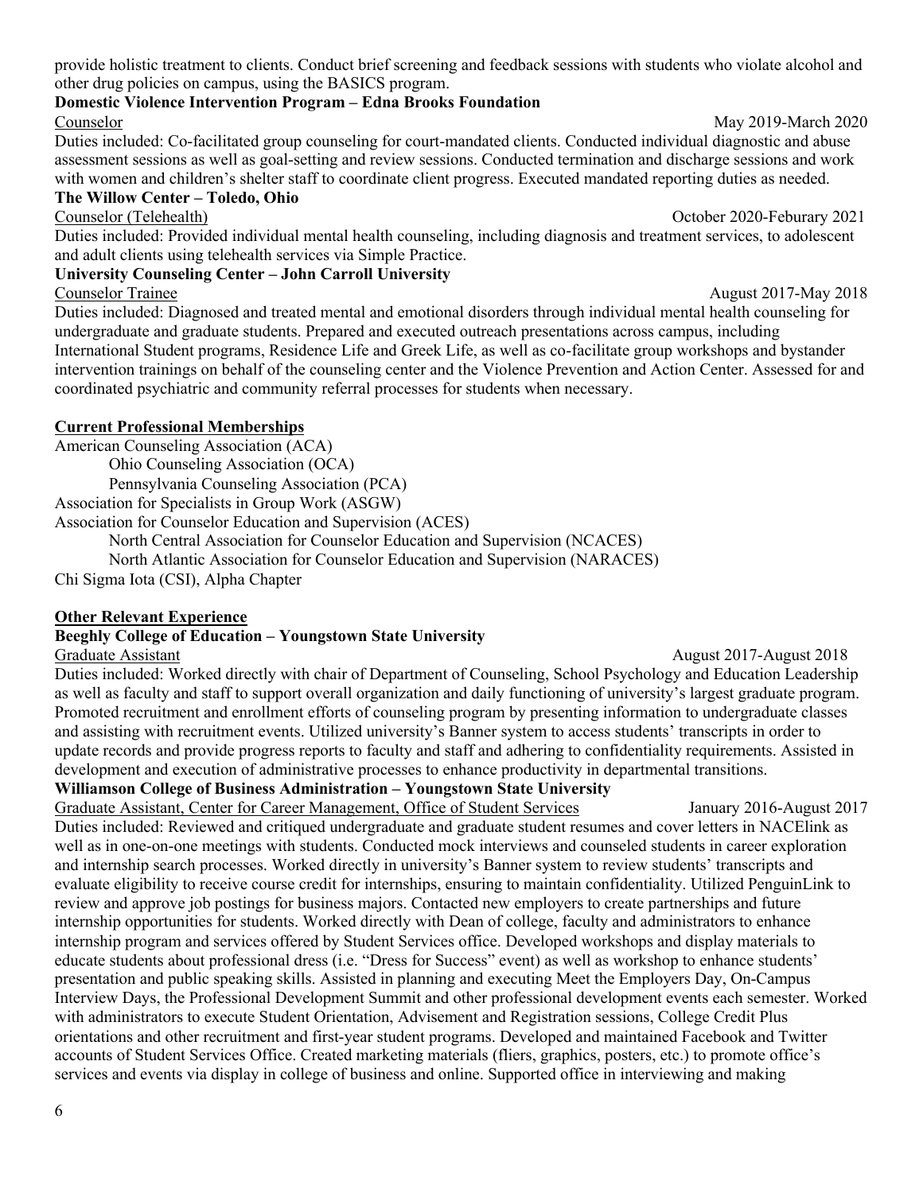provide holistic treatment to clients. Conduct brief screening and feedback sessions with students who violate alcohol and other drug policies on campus, using the BASICS program.

**Domestic Violence Intervention Program – Edna Brooks Foundation**

Counselor May 2019-March 2020

Duties included: Co-facilitated group counseling for court-mandated clients. Conducted individual diagnostic and abuse assessment sessions as well as goal-setting and review sessions. Conducted termination and discharge sessions and work with women and children's shelter staff to coordinate client progress. Executed mandated reporting duties as needed.

**The Willow Center – Toledo, Ohio**

Counselor (Telehealth) October 2020-Feburary 2021

Duties included: Provided individual mental health counseling, including diagnosis and treatment services, to adolescent and adult clients using telehealth services via Simple Practice.

**University Counseling Center – John Carroll University**

Counselor Trainee August 2017-May 2018

Duties included: Diagnosed and treated mental and emotional disorders through individual mental health counseling for undergraduate and graduate students. Prepared and executed outreach presentations across campus, including International Student programs, Residence Life and Greek Life, as well as co-facilitate group workshops and bystander intervention trainings on behalf of the counseling center and the Violence Prevention and Action Center. Assessed for and coordinated psychiatric and community referral processes for students when necessary.

## Current Professional Memberships

American Counseling Association (ACA)
- Ohio Counseling Association (OCA)
- Pennsylvania Counseling Association (PCA)

Association for Specialists in Group Work (ASGW)

Association for Counselor Education and Supervision (ACES)
- North Central Association for Counselor Education and Supervision (NCACES)
- North Atlantic Association for Counselor Education and Supervision (NARACES)

Chi Sigma Iota (CSI), Alpha Chapter

## Other Relevant Experience

**Beeghly College of Education – Youngstown State University**

Graduate Assistant August 2017-August 2018

Duties included: Worked directly with chair of Department of Counseling, School Psychology and Education Leadership as well as faculty and staff to support overall organization and daily functioning of university's largest graduate program. Promoted recruitment and enrollment efforts of counseling program by presenting information to undergraduate classes and assisting with recruitment events. Utilized university's Banner system to access students' transcripts in order to update records and provide progress reports to faculty and staff and adhering to confidentiality requirements. Assisted in development and execution of administrative processes to enhance productivity in departmental transitions.

**Williamson College of Business Administration – Youngstown State University**

Graduate Assistant, Center for Career Management, Office of Student Services January 2016-August 2017

Duties included: Reviewed and critiqued undergraduate and graduate student resumes and cover letters in NACElink as well as in one-on-one meetings with students. Conducted mock interviews and counseled students in career exploration and internship search processes. Worked directly in university's Banner system to review students' transcripts and evaluate eligibility to receive course credit for internships, ensuring to maintain confidentiality. Utilized PenguinLink to review and approve job postings for business majors. Contacted new employers to create partnerships and future internship opportunities for students. Worked directly with Dean of college, faculty and administrators to enhance internship program and services offered by Student Services office. Developed workshops and display materials to educate students about professional dress (i.e. "Dress for Success" event) as well as workshop to enhance students' presentation and public speaking skills. Assisted in planning and executing Meet the Employers Day, On-Campus Interview Days, the Professional Development Summit and other professional development events each semester. Worked with administrators to execute Student Orientation, Advisement and Registration sessions, College Credit Plus orientations and other recruitment and first-year student programs. Developed and maintained Facebook and Twitter accounts of Student Services Office. Created marketing materials (fliers, graphics, posters, etc.) to promote office's services and events via display in college of business and online. Supported office in interviewing and making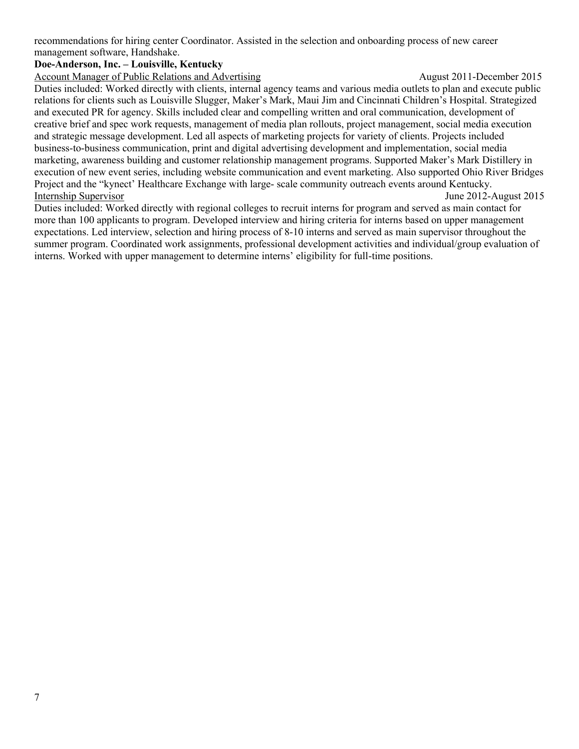recommendations for hiring center Coordinator. Assisted in the selection and onboarding process of new career management software, Handshake.

**Doe-Anderson, Inc. – Louisville, Kentucky**

Account Manager of Public Relations and Advertising — August 2011-December 2015

Duties included: Worked directly with clients, internal agency teams and various media outlets to plan and execute public relations for clients such as Louisville Slugger, Maker's Mark, Maui Jim and Cincinnati Children's Hospital. Strategized and executed PR for agency. Skills included clear and compelling written and oral communication, development of creative brief and spec work requests, management of media plan rollouts, project management, social media execution and strategic message development. Led all aspects of marketing projects for variety of clients. Projects included business-to-business communication, print and digital advertising development and implementation, social media marketing, awareness building and customer relationship management programs. Supported Maker's Mark Distillery in execution of new event series, including website communication and event marketing. Also supported Ohio River Bridges Project and the "kynect' Healthcare Exchange with large- scale community outreach events around Kentucky.

Internship Supervisor — June 2012-August 2015

Duties included: Worked directly with regional colleges to recruit interns for program and served as main contact for more than 100 applicants to program. Developed interview and hiring criteria for interns based on upper management expectations. Led interview, selection and hiring process of 8-10 interns and served as main supervisor throughout the summer program. Coordinated work assignments, professional development activities and individual/group evaluation of interns. Worked with upper management to determine interns' eligibility for full-time positions.